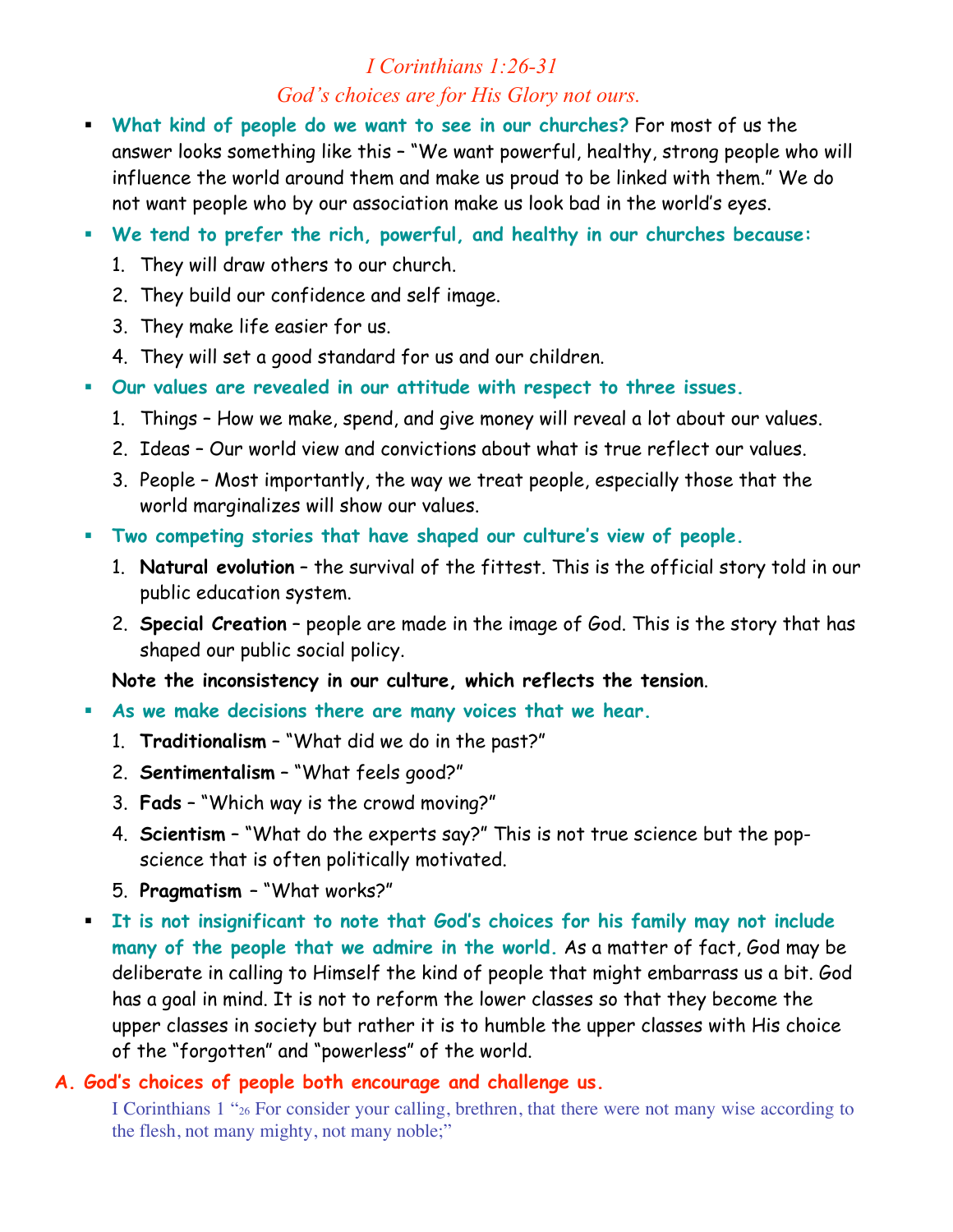# *I Corinthians 1:26-31*

## *God's choices are for His Glory not ours.*

- **What kind of people do we want to see in our churches?** For most of us the answer looks something like this – "We want powerful, healthy, strong people who will influence the world around them and make us proud to be linked with them." We do not want people who by our association make us look bad in the world's eyes.
- **We tend to prefer the rich, powerful, and healthy in our churches because:**
  1. They will draw others to our church.
  2. They build our confidence and self image.
  3. They make life easier for us.
  4. They will set a good standard for us and our children.
- **Our values are revealed in our attitude with respect to three issues.**
  1. Things – How we make, spend, and give money will reveal a lot about our values.
  2. Ideas – Our world view and convictions about what is true reflect our values.
  3. People – Most importantly, the way we treat people, especially those that the world marginalizes will show our values.
- **Two competing stories that have shaped our culture's view of people.**
  1. **Natural evolution** – the survival of the fittest. This is the official story told in our public education system.
  2. **Special Creation** – people are made in the image of God. This is the story that has shaped our public social policy.

  **Note the inconsistency in our culture, which reflects the tension**.
- **As we make decisions there are many voices that we hear.**
  1. **Traditionalism** – "What did we do in the past?"
  2. **Sentimentalism** – "What feels good?"
  3. **Fads** – "Which way is the crowd moving?"
  4. **Scientism** – "What do the experts say?" This is not true science but the pop-science that is often politically motivated.
  5. **Pragmatism** – "What works?"
- **It is not insignificant to note that God's choices for his family may not include many of the people that we admire in the world.** As a matter of fact, God may be deliberate in calling to Himself the kind of people that might embarrass us a bit. God has a goal in mind. It is not to reform the lower classes so that they become the upper classes in society but rather it is to humble the upper classes with His choice of the "forgotten" and "powerless" of the world.

## A. God's choices of people both encourage and challenge us.

I Corinthians 1 "26 For consider your calling, brethren, that there were not many wise according to the flesh, not many mighty, not many noble;"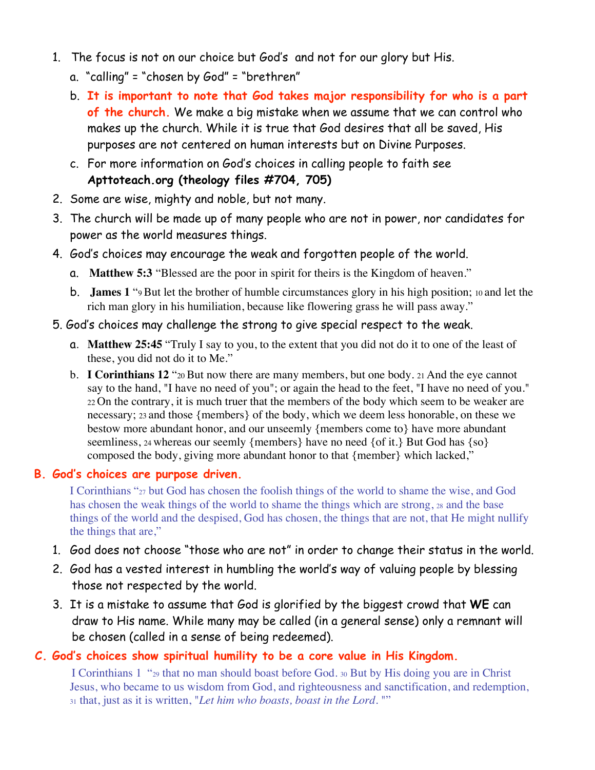1. The focus is not on our choice but God's and not for our glory but His.
   a. "calling" = "chosen by God" = "brethren"
   b. **It is important to note that God takes major responsibility for who is a part of the church.** We make a big mistake when we assume that we can control who makes up the church. While it is true that God desires that all be saved, His purposes are not centered on human interests but on Divine Purposes.
   c. For more information on God's choices in calling people to faith see **Apttoteach.org (theology files #704, 705)**
2. Some are wise, mighty and noble, but not many.
3. The church will be made up of many people who are not in power, nor candidates for power as the world measures things.
4. God's choices may encourage the weak and forgotten people of the world.
   a. **Matthew 5:3** "Blessed are the poor in spirit for theirs is the Kingdom of heaven."
   b. **James 1** "9 But let the brother of humble circumstances glory in his high position; 10 and let the rich man glory in his humiliation, because like flowering grass he will pass away."
5. God's choices may challenge the strong to give special respect to the weak.
   a. **Matthew 25:45** "Truly I say to you, to the extent that you did not do it to one of the least of these, you did not do it to Me."
   b. **I Corinthians 12** "20 But now there are many members, but one body. 21 And the eye cannot say to the hand, "I have no need of you"; or again the head to the feet, "I have no need of you." 22 On the contrary, it is much truer that the members of the body which seem to be weaker are necessary; 23 and those {members} of the body, which we deem less honorable, on these we bestow more abundant honor, and our unseemly {members come to} have more abundant seemliness, 24 whereas our seemly {members} have no need {of it.} But God has {so} composed the body, giving more abundant honor to that {member} which lacked,"

### B. God's choices are purpose driven.

I Corinthians "27 but God has chosen the foolish things of the world to shame the wise, and God has chosen the weak things of the world to shame the things which are strong, 28 and the base things of the world and the despised, God has chosen, the things that are not, that He might nullify the things that are,"

1. God does not choose "those who are not" in order to change their status in the world.
2. God has a vested interest in humbling the world's way of valuing people by blessing those not respected by the world.
3. It is a mistake to assume that God is glorified by the biggest crowd that **WE** can draw to His name. While many may be called (in a general sense) only a remnant will be chosen (called in a sense of being redeemed).

### C. God's choices show spiritual humility to be a core value in His Kingdom.

I Corinthians 1 "29 that no man should boast before God. 30 But by His doing you are in Christ Jesus, who became to us wisdom from God, and righteousness and sanctification, and redemption, 31 that, just as it is written, "*Let him who boasts, boast in the Lord.*""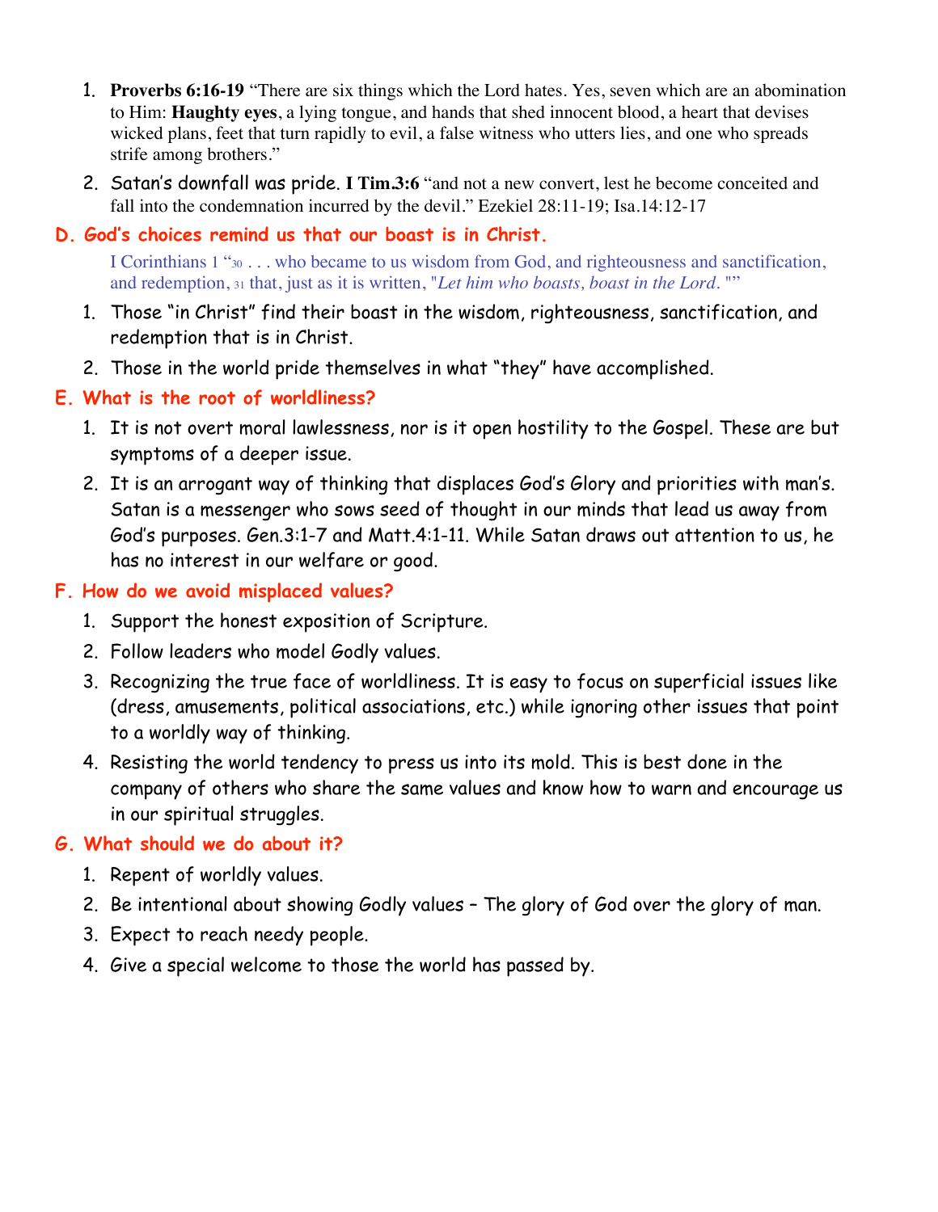1. **Proverbs 6:16-19** "There are six things which the Lord hates. Yes, seven which are an abomination to Him: **Haughty eyes**, a lying tongue, and hands that shed innocent blood, a heart that devises wicked plans, feet that turn rapidly to evil, a false witness who utters lies, and one who spreads strife among brothers."
2. Satan's downfall was pride. **I Tim.3:6** "and not a new convert, lest he become conceited and fall into the condemnation incurred by the devil." Ezekiel 28:11-19; Isa.14:12-17

## D. God's choices remind us that our boast is in Christ.

I Corinthians 1 "30 . . . who became to us wisdom from God, and righteousness and sanctification, and redemption, 31 that, just as it is written, "*Let him who boasts, boast in the Lord*. ""

1. Those "in Christ" find their boast in the wisdom, righteousness, sanctification, and redemption that is in Christ.
2. Those in the world pride themselves in what "they" have accomplished.

## E. What is the root of worldliness?

1. It is not overt moral lawlessness, nor is it open hostility to the Gospel. These are but symptoms of a deeper issue.
2. It is an arrogant way of thinking that displaces God's Glory and priorities with man's. Satan is a messenger who sows seed of thought in our minds that lead us away from God's purposes. Gen.3:1-7 and Matt.4:1-11. While Satan draws out attention to us, he has no interest in our welfare or good.

## F. How do we avoid misplaced values?

1. Support the honest exposition of Scripture.
2. Follow leaders who model Godly values.
3. Recognizing the true face of worldliness. It is easy to focus on superficial issues like (dress, amusements, political associations, etc.) while ignoring other issues that point to a worldly way of thinking.
4. Resisting the world tendency to press us into its mold. This is best done in the company of others who share the same values and know how to warn and encourage us in our spiritual struggles.

## G. What should we do about it?

1. Repent of worldly values.
2. Be intentional about showing Godly values – The glory of God over the glory of man.
3. Expect to reach needy people.
4. Give a special welcome to those the world has passed by.